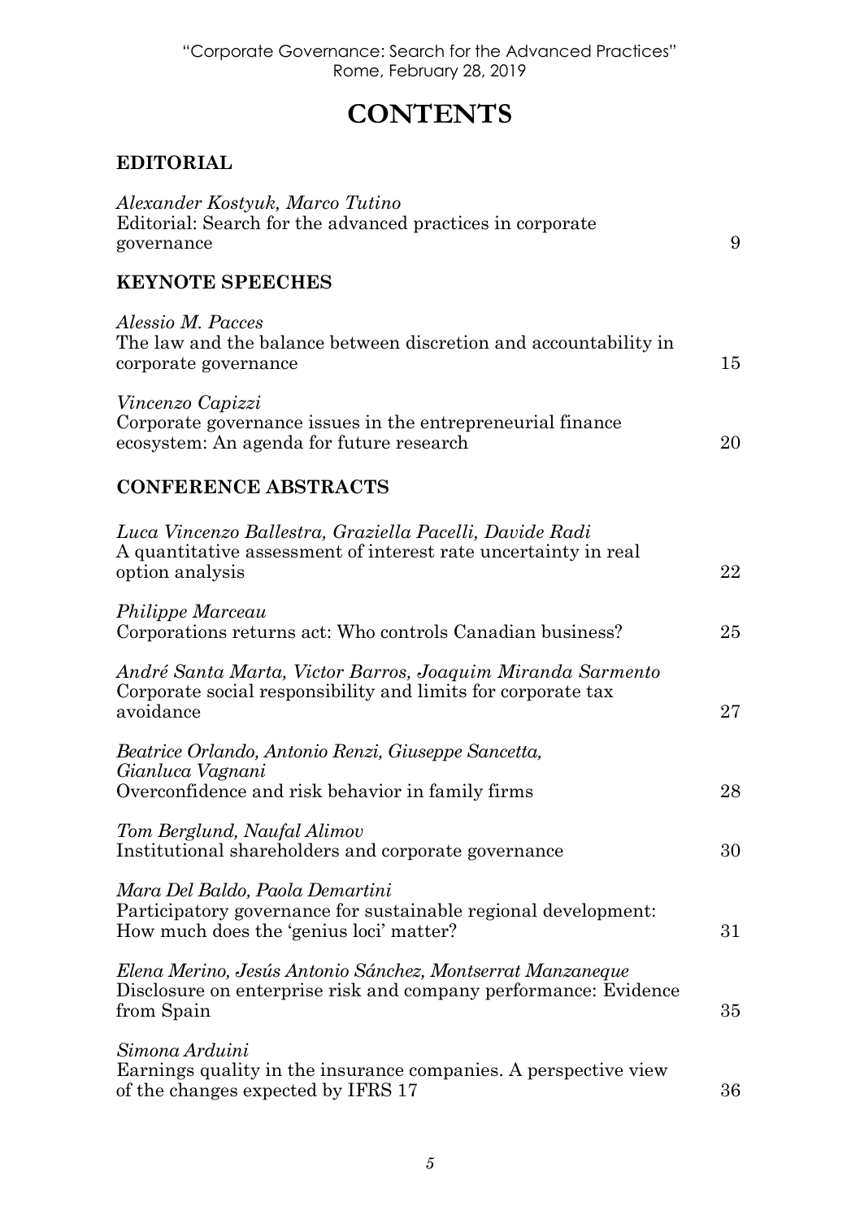# CONTENTS

## EDITORIAL

*Alexander Kostyuk, Marco Tutino*
Editorial: Search for the advanced practices in corporate governance 9

## KEYNOTE SPEECHES

*Alessio M. Pacces*
The law and the balance between discretion and accountability in corporate governance 15

*Vincenzo Capizzi*
Corporate governance issues in the entrepreneurial finance ecosystem: An agenda for future research 20

## CONFERENCE ABSTRACTS

*Luca Vincenzo Ballestra, Graziella Pacelli, Davide Radi*
A quantitative assessment of interest rate uncertainty in real option analysis 22

*Philippe Marceau*
Corporations returns act: Who controls Canadian business? 25

*André Santa Marta, Victor Barros, Joaquim Miranda Sarmento*
Corporate social responsibility and limits for corporate tax avoidance 27

*Beatrice Orlando, Antonio Renzi, Giuseppe Sancetta, Gianluca Vagnani*
Overconfidence and risk behavior in family firms 28

*Tom Berglund, Naufal Alimov*
Institutional shareholders and corporate governance 30

*Mara Del Baldo, Paola Demartini*
Participatory governance for sustainable regional development: How much does the 'genius loci' matter? 31

*Elena Merino, Jesús Antonio Sánchez, Montserrat Manzaneque*
Disclosure on enterprise risk and company performance: Evidence from Spain 35

*Simona Arduini*
Earnings quality in the insurance companies. A perspective view of the changes expected by IFRS 17 36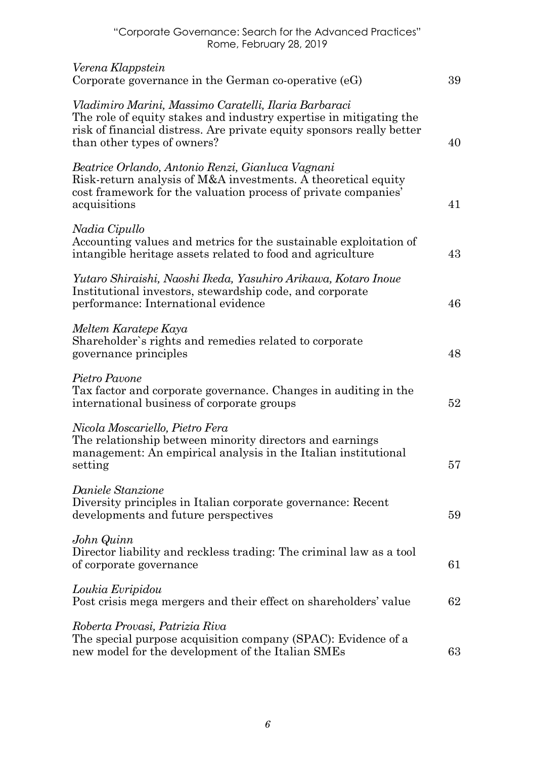*Verena Klappstein*
Corporate governance in the German co-operative (eG) 39

*Vladimiro Marini, Massimo Caratelli, Ilaria Barbaraci*
The role of equity stakes and industry expertise in mitigating the risk of financial distress. Are private equity sponsors really better than other types of owners? 40

*Beatrice Orlando, Antonio Renzi, Gianluca Vagnani*
Risk-return analysis of M&A investments. A theoretical equity cost framework for the valuation process of private companies' acquisitions 41

*Nadia Cipullo*
Accounting values and metrics for the sustainable exploitation of intangible heritage assets related to food and agriculture 43

*Yutaro Shiraishi, Naoshi Ikeda, Yasuhiro Arikawa, Kotaro Inoue*
Institutional investors, stewardship code, and corporate performance: International evidence 46

*Meltem Karatepe Kaya*
Shareholder`s rights and remedies related to corporate governance principles 48

*Pietro Pavone*
Tax factor and corporate governance. Changes in auditing in the international business of corporate groups 52

*Nicola Moscariello, Pietro Fera*
The relationship between minority directors and earnings management: An empirical analysis in the Italian institutional setting 57

*Daniele Stanzione*
Diversity principles in Italian corporate governance: Recent developments and future perspectives 59

*John Quinn*
Director liability and reckless trading: The criminal law as a tool of corporate governance 61

*Loukia Evripidou*
Post crisis mega mergers and their effect on shareholders' value 62

*Roberta Provasi, Patrizia Riva*
The special purpose acquisition company (SPAC): Evidence of a new model for the development of the Italian SMEs 63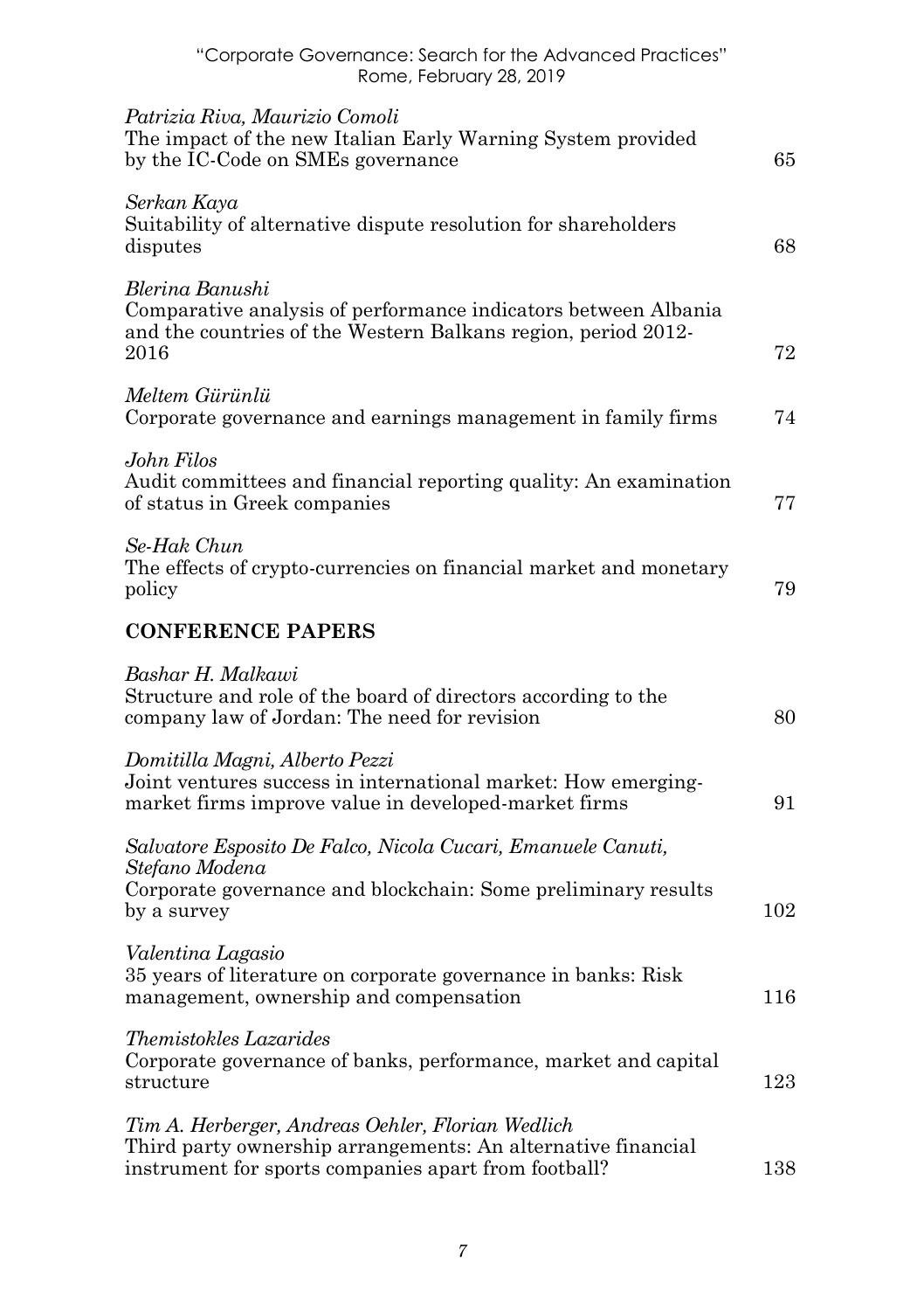*Patrizia Riva, Maurizio Comoli*
The impact of the new Italian Early Warning System provided by the IC-Code on SMEs governance 65

*Serkan Kaya*
Suitability of alternative dispute resolution for shareholders disputes 68

*Blerina Banushi*
Comparative analysis of performance indicators between Albania and the countries of the Western Balkans region, period 2012-2016 72

*Meltem Gürünlü*
Corporate governance and earnings management in family firms 74

*John Filos*
Audit committees and financial reporting quality: An examination of status in Greek companies 77

*Se-Hak Chun*
The effects of crypto-currencies on financial market and monetary policy 79

## CONFERENCE PAPERS

*Bashar H. Malkawi*
Structure and role of the board of directors according to the company law of Jordan: The need for revision 80

*Domitilla Magni, Alberto Pezzi*
Joint ventures success in international market: How emerging-market firms improve value in developed-market firms 91

*Salvatore Esposito De Falco, Nicola Cucari, Emanuele Canuti, Stefano Modena*
Corporate governance and blockchain: Some preliminary results by a survey 102

*Valentina Lagasio*
35 years of literature on corporate governance in banks: Risk management, ownership and compensation 116

*Themistokles Lazarides*
Corporate governance of banks, performance, market and capital structure 123

*Tim A. Herberger, Andreas Oehler, Florian Wedlich*
Third party ownership arrangements: An alternative financial instrument for sports companies apart from football? 138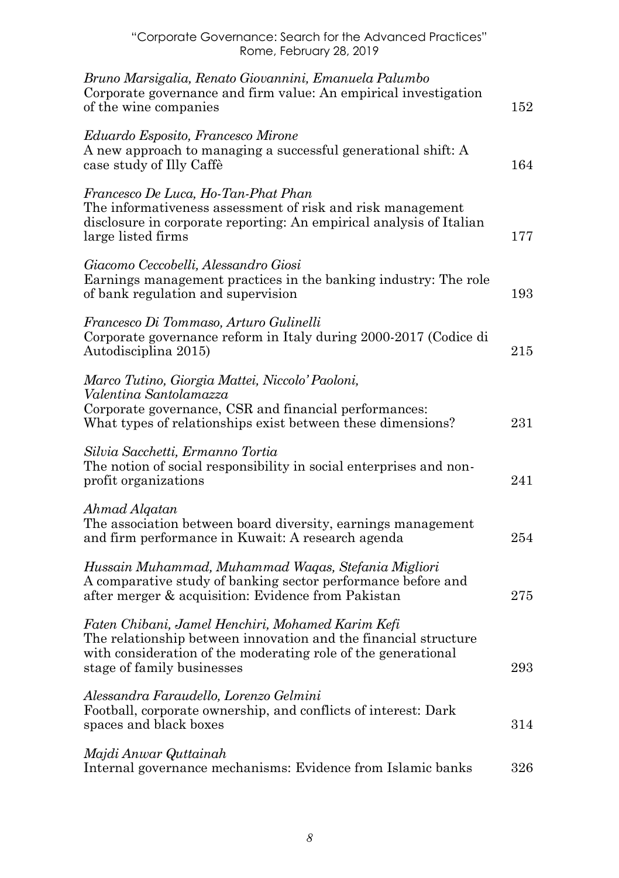*Bruno Marsigalia, Renato Giovannini, Emanuela Palumbo*
Corporate governance and firm value: An empirical investigation of the wine companies 152

*Eduardo Esposito, Francesco Mirone*
A new approach to managing a successful generational shift: A case study of Illy Caffè 164

*Francesco De Luca, Ho-Tan-Phat Phan*
The informativeness assessment of risk and risk management disclosure in corporate reporting: An empirical analysis of Italian large listed firms 177

*Giacomo Ceccobelli, Alessandro Giosi*
Earnings management practices in the banking industry: The role of bank regulation and supervision 193

*Francesco Di Tommaso, Arturo Gulinelli*
Corporate governance reform in Italy during 2000-2017 (Codice di Autodisciplina 2015) 215

*Marco Tutino, Giorgia Mattei, Niccolo' Paoloni, Valentina Santolamazza*
Corporate governance, CSR and financial performances: What types of relationships exist between these dimensions? 231

*Silvia Sacchetti, Ermanno Tortia*
The notion of social responsibility in social enterprises and non-profit organizations 241

*Ahmad Alqatan*
The association between board diversity, earnings management and firm performance in Kuwait: A research agenda 254

*Hussain Muhammad, Muhammad Waqas, Stefania Migliori*
A comparative study of banking sector performance before and after merger & acquisition: Evidence from Pakistan 275

*Faten Chibani, Jamel Henchiri, Mohamed Karim Kefi*
The relationship between innovation and the financial structure with consideration of the moderating role of the generational stage of family businesses 293

*Alessandra Faraudello, Lorenzo Gelmini*
Football, corporate ownership, and conflicts of interest: Dark spaces and black boxes 314

*Majdi Anwar Quttainah*
Internal governance mechanisms: Evidence from Islamic banks 326